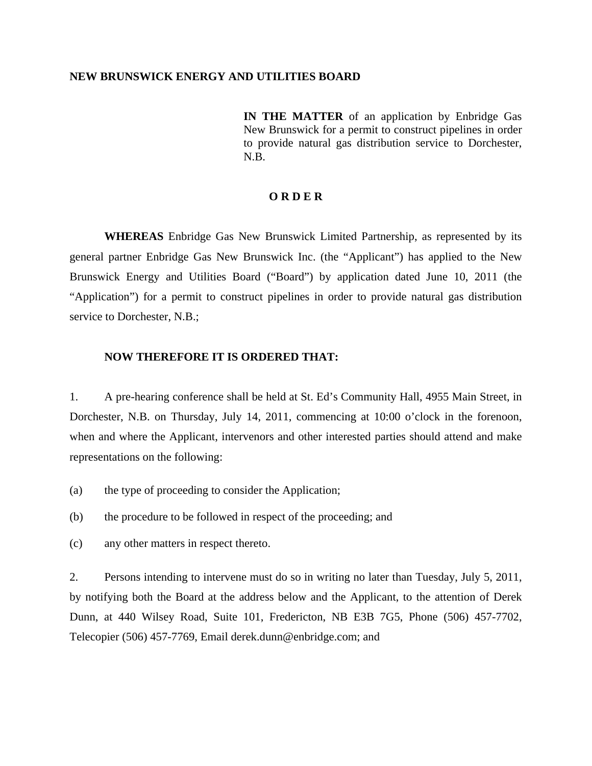**NEW BRUNSWICK ENERGY AND UTILITIES BOARD**

**IN THE MATTER** of an application by Enbridge Gas New Brunswick for a permit to construct pipelines in order to provide natural gas distribution service to Dorchester, N.B.

**O R D E R**

**WHEREAS** Enbridge Gas New Brunswick Limited Partnership, as represented by its general partner Enbridge Gas New Brunswick Inc. (the "Applicant") has applied to the New Brunswick Energy and Utilities Board ("Board") by application dated June 10, 2011 (the "Application") for a permit to construct pipelines in order to provide natural gas distribution service to Dorchester, N.B.;

**NOW THEREFORE IT IS ORDERED THAT:**

1. A pre-hearing conference shall be held at St. Ed's Community Hall, 4955 Main Street, in Dorchester, N.B. on Thursday, July 14, 2011, commencing at 10:00 o'clock in the forenoon, when and where the Applicant, intervenors and other interested parties should attend and make representations on the following:

(a) the type of proceeding to consider the Application;

(b) the procedure to be followed in respect of the proceeding; and

(c) any other matters in respect thereto.

2. Persons intending to intervene must do so in writing no later than Tuesday, July 5, 2011, by notifying both the Board at the address below and the Applicant, to the attention of Derek Dunn, at 440 Wilsey Road, Suite 101, Fredericton, NB E3B 7G5, Phone (506) 457-7702, Telecopier (506) 457-7769, Email derek.dunn@enbridge.com; and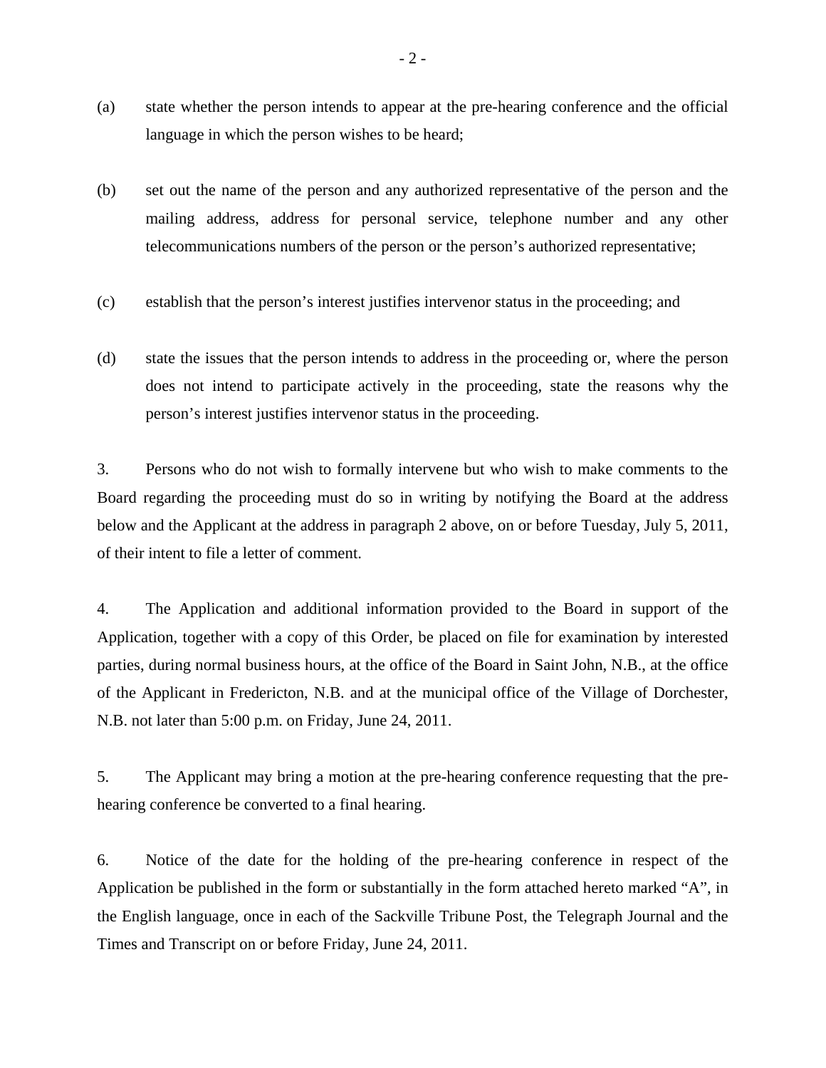(a) state whether the person intends to appear at the pre-hearing conference and the official language in which the person wishes to be heard;

(b) set out the name of the person and any authorized representative of the person and the mailing address, address for personal service, telephone number and any other telecommunications numbers of the person or the person's authorized representative;

(c) establish that the person's interest justifies intervenor status in the proceeding; and

(d) state the issues that the person intends to address in the proceeding or, where the person does not intend to participate actively in the proceeding, state the reasons why the person's interest justifies intervenor status in the proceeding.

3. Persons who do not wish to formally intervene but who wish to make comments to the Board regarding the proceeding must do so in writing by notifying the Board at the address below and the Applicant at the address in paragraph 2 above, on or before Tuesday, July 5, 2011, of their intent to file a letter of comment.

4. The Application and additional information provided to the Board in support of the Application, together with a copy of this Order, be placed on file for examination by interested parties, during normal business hours, at the office of the Board in Saint John, N.B., at the office of the Applicant in Fredericton, N.B. and at the municipal office of the Village of Dorchester, N.B. not later than 5:00 p.m. on Friday, June 24, 2011.

5. The Applicant may bring a motion at the pre-hearing conference requesting that the pre-hearing conference be converted to a final hearing.

6. Notice of the date for the holding of the pre-hearing conference in respect of the Application be published in the form or substantially in the form attached hereto marked "A", in the English language, once in each of the Sackville Tribune Post, the Telegraph Journal and the Times and Transcript on or before Friday, June 24, 2011.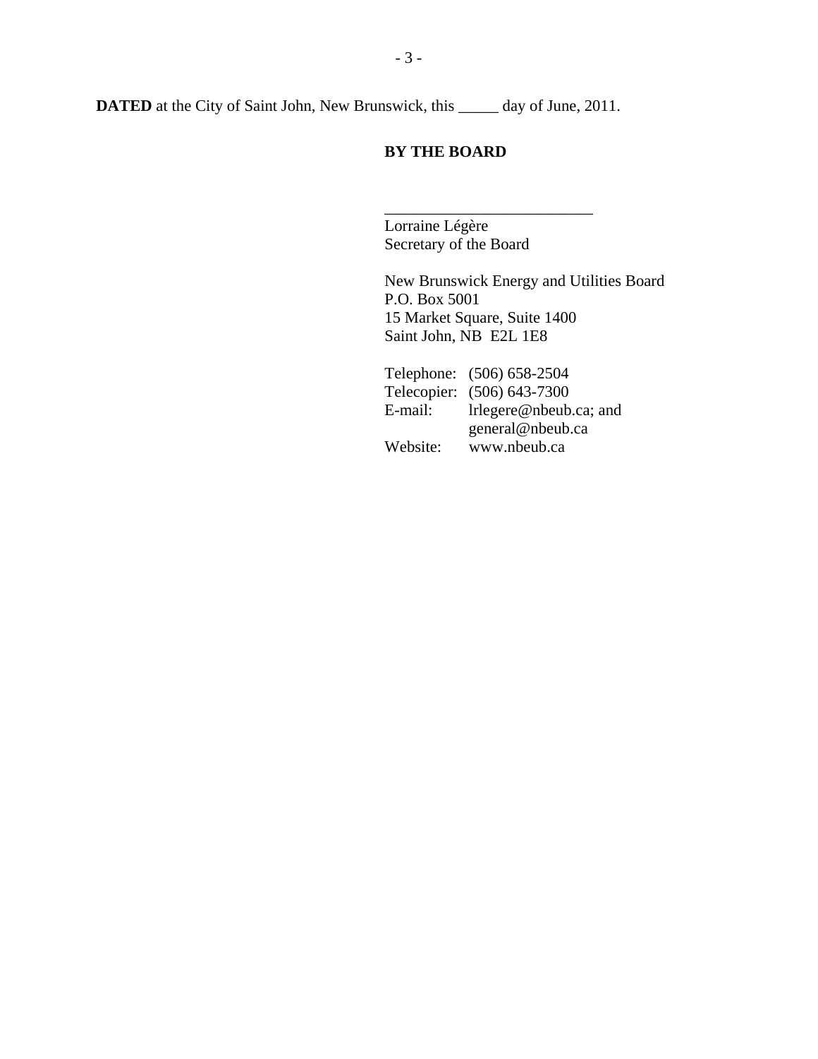**DATED** at the City of Saint John, New Brunswick, this _____ day of June, 2011.

**BY THE BOARD**

__________________________

Lorraine Légère
Secretary of the Board

New Brunswick Energy and Utilities Board
P.O. Box 5001
15 Market Square, Suite 1400
Saint John, NB E2L 1E8

| | |
|---|---|
| Telephone: | (506) 658-2504 |
| Telecopier: | (506) 643-7300 |
| E-mail: | lrlegere@nbeub.ca; and general@nbeub.ca |
| Website: | www.nbeub.ca |